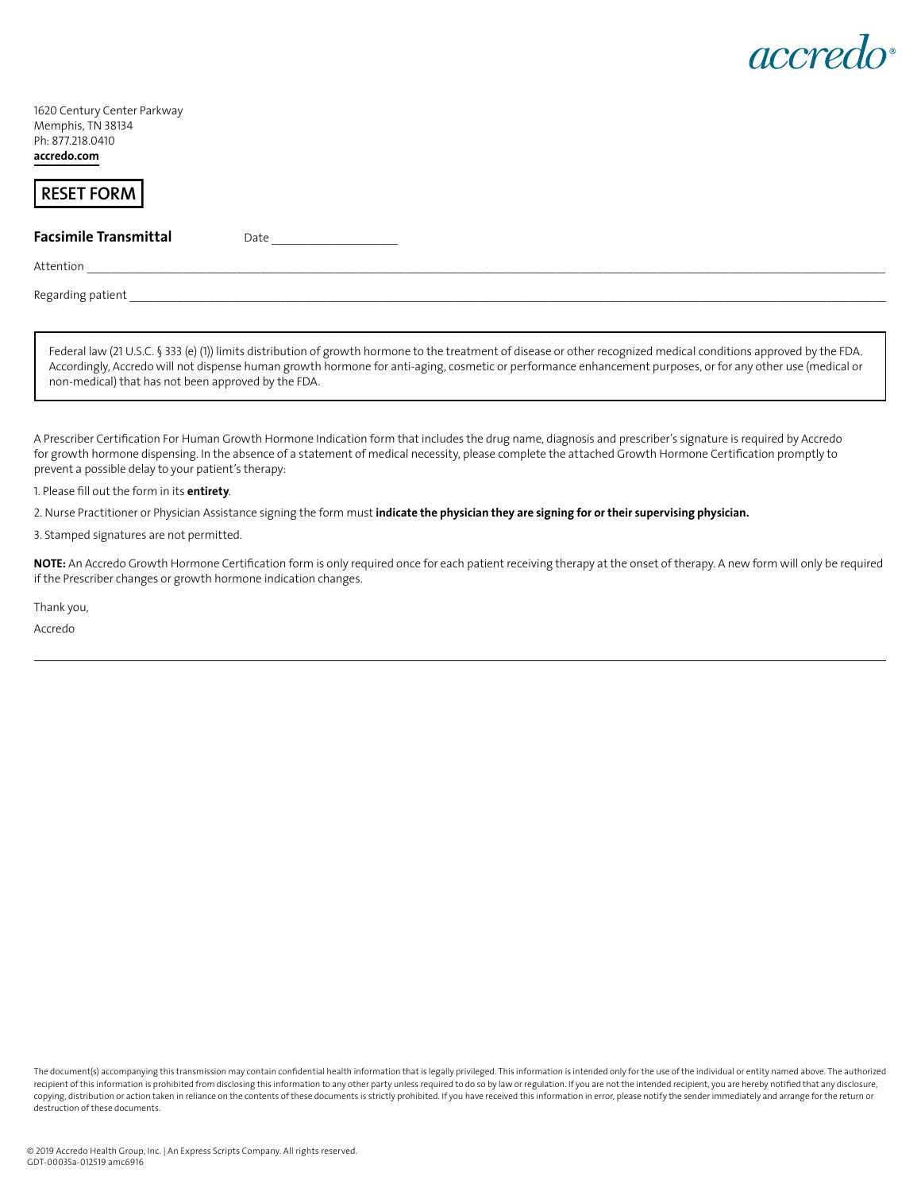accredo®

1620 Century Center Parkway
Memphis, TN 38134
Ph: 877.218.0410
**accredo.com**

RESET FORM

**Facsimile Transmittal** Date ____________________

Attention ____________________________________________________________

Regarding patient ____________________________________________________________

> Federal law (21 U.S.C. § 333 (e) (1)) limits distribution of growth hormone to the treatment of disease or other recognized medical conditions approved by the FDA. Accordingly, Accredo will not dispense human growth hormone for anti-aging, cosmetic or performance enhancement purposes, or for any other use (medical or non-medical) that has not been approved by the FDA.

A Prescriber Certification For Human Growth Hormone Indication form that includes the drug name, diagnosis and prescriber's signature is required by Accredo for growth hormone dispensing. In the absence of a statement of medical necessity, please complete the attached Growth Hormone Certification promptly to prevent a possible delay to your patient's therapy:

1. Please fill out the form in its **entirety**.

2. Nurse Practitioner or Physician Assistance signing the form must **indicate the physician they are signing for or their supervising physician.**

3. Stamped signatures are not permitted.

**NOTE:** An Accredo Growth Hormone Certification form is only required once for each patient receiving therapy at the onset of therapy. A new form will only be required if the Prescriber changes or growth hormone indication changes.

Thank you,

Accredo

---

The document(s) accompanying this transmission may contain confidential health information that is legally privileged. This information is intended only for the use of the individual or entity named above. The authorized recipient of this information is prohibited from disclosing this information to any other party unless required to do so by law or regulation. If you are not the intended recipient, you are hereby notified that any disclosure, copying, distribution or action taken in reliance on the contents of these documents is strictly prohibited. If you have received this information in error, please notify the sender immediately and arrange for the return or destruction of these documents.

© 2019 Accredo Health Group, Inc. | An Express Scripts Company. All rights reserved.
GDT-00035a-012519 amc6916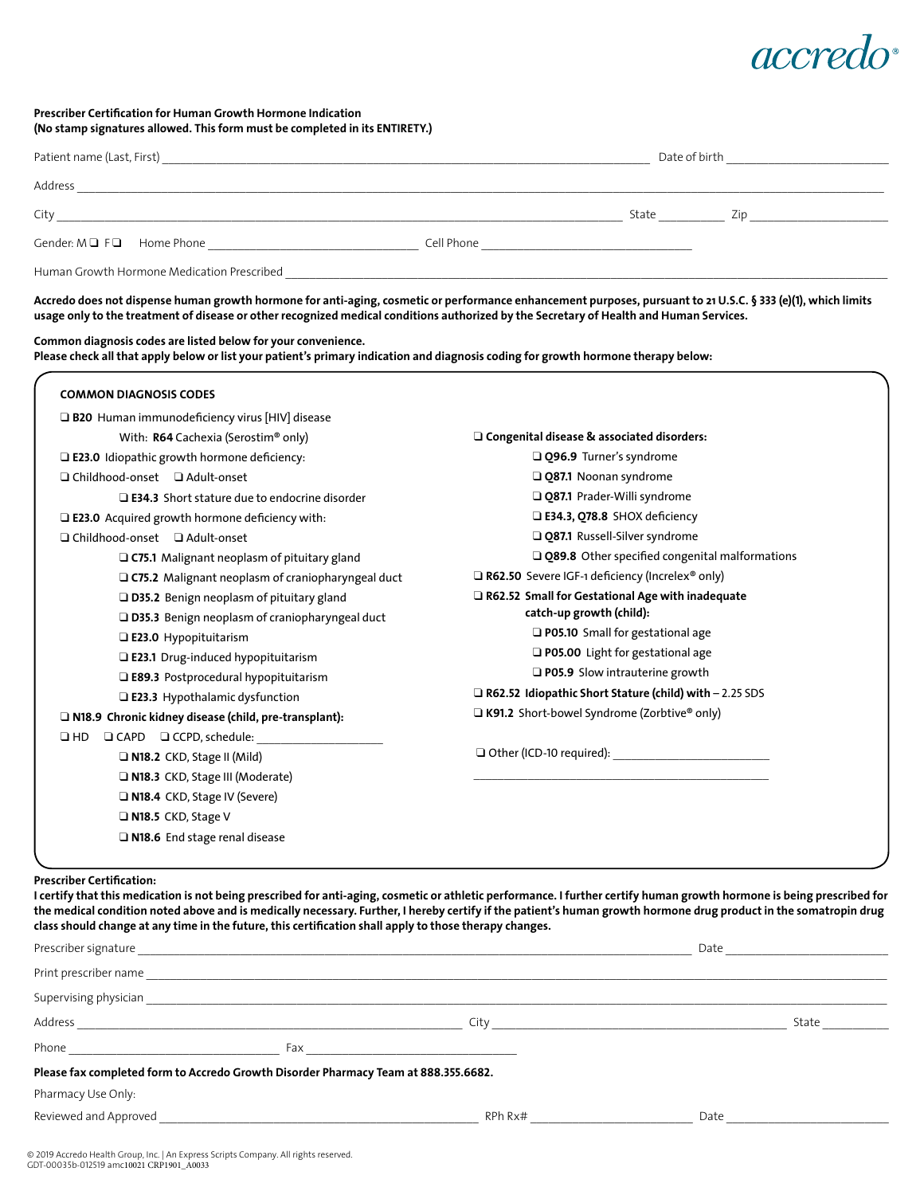accredo®

**Prescriber Certification for Human Growth Hormone Indication**
**(No stamp signatures allowed. This form must be completed in its ENTIRETY.)**

Patient name (Last, First) ______________________________ Date of birth ______________

Address ______________________________

City ______________________________ State __________ Zip ______________

Gender: M ❑ F ❑ Home Phone ______________ Cell Phone ______________

Human Growth Hormone Medication Prescribed ______________________________

**Accredo does not dispense human growth hormone for anti-aging, cosmetic or performance enhancement purposes, pursuant to 21 U.S.C. § 333 (e)(1), which limits usage only to the treatment of disease or other recognized medical conditions authorized by the Secretary of Health and Human Services.**

**Common diagnosis codes are listed below for your convenience.**
**Please check all that apply below or list your patient's primary indication and diagnosis coding for growth hormone therapy below:**

**COMMON DIAGNOSIS CODES**

- ❑ **B20** Human immunodeficiency virus [HIV] disease
  - With: **R64** Cachexia (Serostim® only)
- ❑ **E23.0** Idiopathic growth hormone deficiency:
  - ❑ Childhood-onset ❑ Adult-onset
  - ❑ **E34.3** Short stature due to endocrine disorder
- ❑ **E23.0** Acquired growth hormone deficiency with:
  - ❑ Childhood-onset ❑ Adult-onset
  - ❑ **C75.1** Malignant neoplasm of pituitary gland
  - ❑ **C75.2** Malignant neoplasm of craniopharyngeal duct
  - ❑ **D35.2** Benign neoplasm of pituitary gland
  - ❑ **D35.3** Benign neoplasm of craniopharyngeal duct
  - ❑ **E23.0** Hypopituitarism
  - ❑ **E23.1** Drug-induced hypopituitarism
  - ❑ **E89.3** Postprocedural hypopituitarism
  - ❑ **E23.3** Hypothalamic dysfunction
- ❑ **N18.9 Chronic kidney disease (child, pre-transplant):**
  - ❑ HD ❑ CAPD ❑ CCPD, schedule: ______________
  - ❑ **N18.2** CKD, Stage II (Mild)
  - ❑ **N18.3** CKD, Stage III (Moderate)
  - ❑ **N18.4** CKD, Stage IV (Severe)
  - ❑ **N18.5** CKD, Stage V
  - ❑ **N18.6** End stage renal disease
- ❑ **Congenital disease & associated disorders:**
  - ❑ **Q96.9** Turner's syndrome
  - ❑ **Q87.1** Noonan syndrome
  - ❑ **Q87.1** Prader-Willi syndrome
  - ❑ **E34.3, Q78.8** SHOX deficiency
  - ❑ **Q87.1** Russell-Silver syndrome
  - ❑ **Q89.8** Other specified congenital malformations
- ❑ **R62.50** Severe IGF-1 deficiency (Increlex® only)
- ❑ **R62.52 Small for Gestational Age with inadequate catch-up growth (child):**
  - ❑ **P05.10** Small for gestational age
  - ❑ **P05.00** Light for gestational age
  - ❑ **P05.9** Slow intrauterine growth
- ❑ **R62.52 Idiopathic Short Stature (child) with** – 2.25 SDS
- ❑ **K91.2** Short-bowel Syndrome (Zorbtive® only)
- ❑ Other (ICD-10 required): ______________

**Prescriber Certification:**
**I certify that this medication is not being prescribed for anti-aging, cosmetic or athletic performance. I further certify human growth hormone is being prescribed for the medical condition noted above and is medically necessary. Further, I hereby certify if the patient's human growth hormone drug product in the somatropin drug class should change at any time in the future, this certification shall apply to those therapy changes.**

Prescriber signature ______________________________ Date ______________

Print prescriber name ______________________________

Supervising physician ______________________________

Address ______________________________ City ______________ State __________

Phone ______________ Fax ______________

**Please fax completed form to Accredo Growth Disorder Pharmacy Team at 888.355.6682.**

Pharmacy Use Only:

Reviewed and Approved ______________ RPh Rx# ______________ Date ______________

© 2019 Accredo Health Group, Inc. | An Express Scripts Company. All rights reserved.
GDT-00035b-012519 amc10021 CRP1901_A0033